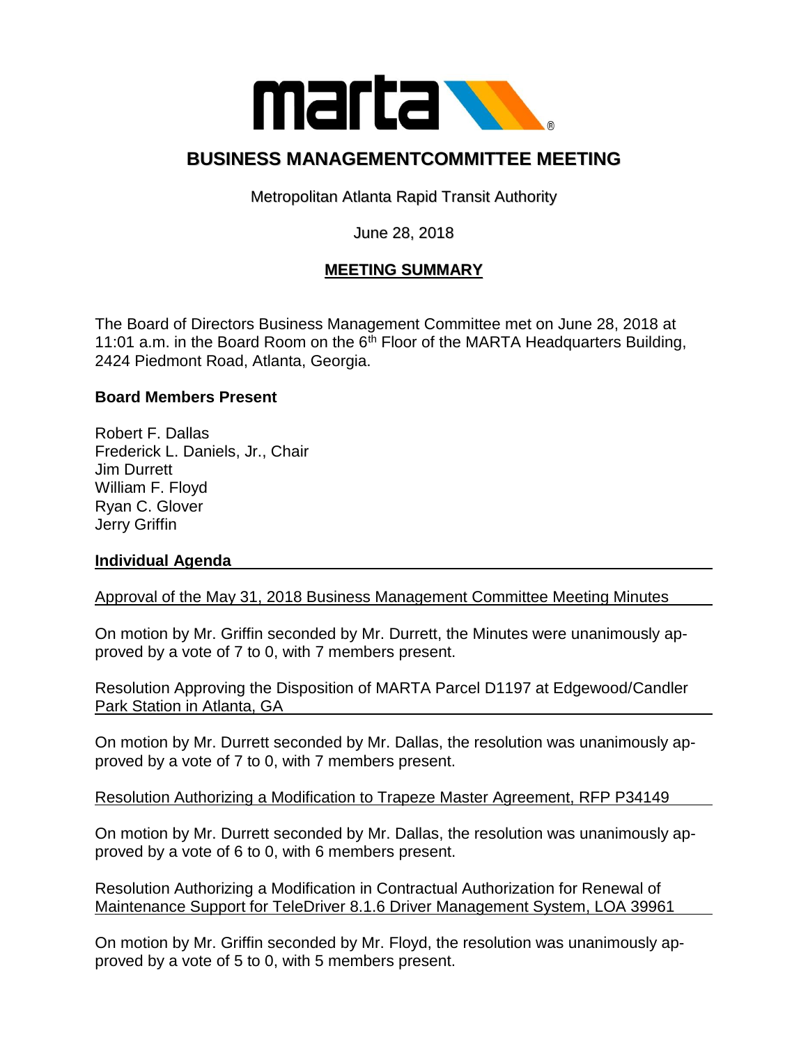# BUSINESS MANAGEMENTCOMMITTEE MEETING

Metropolitan Atlanta Rapid Transit Authority

June 28, 2018

## MEETING SUMMARY

The Board of Directors Business Management Committee met on June 28, 2018 at 11:01 a.m. in the Board Room on the 6th Floor of the MARTA Headquarters Building, 2424 Piedmont Road, Atlanta, Georgia.

### Board Members Present

Robert F. Dallas
Frederick L. Daniels, Jr., Chair
Jim Durrett
William F. Floyd
Ryan C. Glover
Jerry Griffin

### Individual Agenda

Approval of the May 31, 2018 Business Management Committee Meeting Minutes

On motion by Mr. Griffin seconded by Mr. Durrett, the Minutes were unanimously approved by a vote of 7 to 0, with 7 members present.

Resolution Approving the Disposition of MARTA Parcel D1197 at Edgewood/Candler Park Station in Atlanta, GA

On motion by Mr. Durrett seconded by Mr. Dallas, the resolution was unanimously approved by a vote of 7 to 0, with 7 members present.

Resolution Authorizing a Modification to Trapeze Master Agreement, RFP P34149

On motion by Mr. Durrett seconded by Mr. Dallas, the resolution was unanimously approved by a vote of 6 to 0, with 6 members present.

Resolution Authorizing a Modification in Contractual Authorization for Renewal of Maintenance Support for TeleDriver 8.1.6 Driver Management System, LOA 39961

On motion by Mr. Griffin seconded by Mr. Floyd, the resolution was unanimously approved by a vote of 5 to 0, with 5 members present.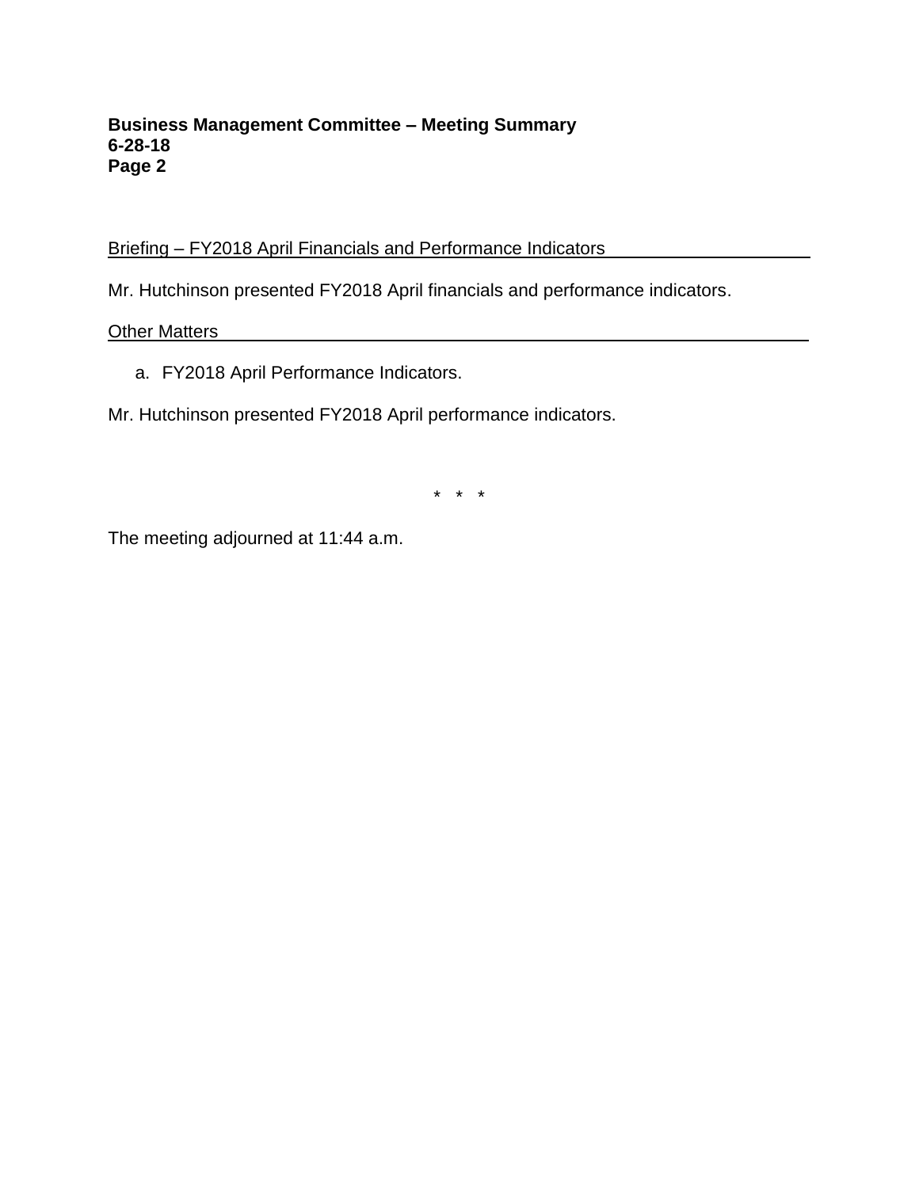Briefing – FY2018 April Financials and Performance Indicators

Mr. Hutchinson presented FY2018 April financials and performance indicators.

Other Matters

a. FY2018 April Performance Indicators.

Mr. Hutchinson presented FY2018 April performance indicators.

\* \* \*

The meeting adjourned at 11:44 a.m.